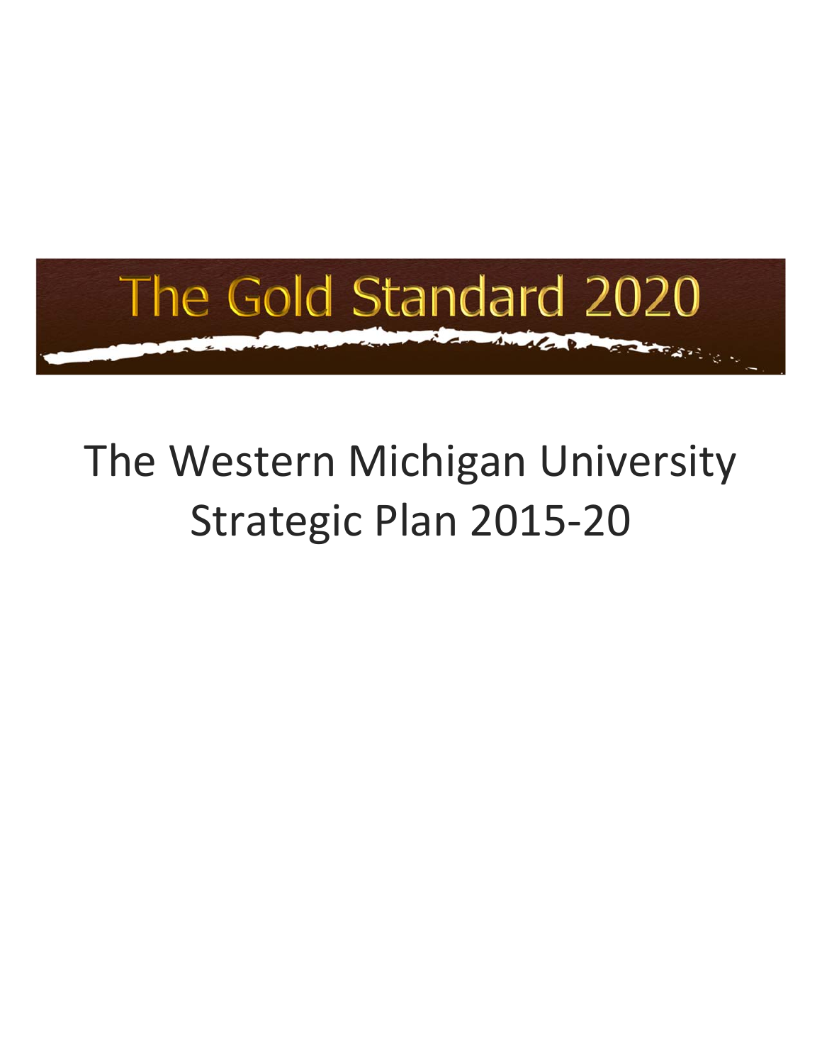# The Gold Standard 2020

## The Western Michigan University Strategic Plan 2015-20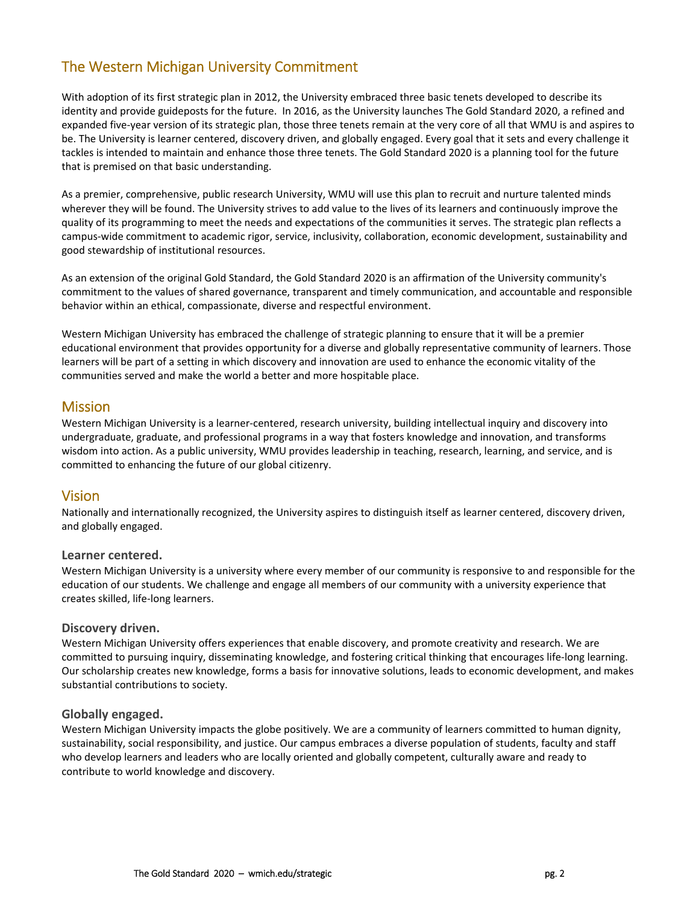## The Western Michigan University Commitment

With adoption of its first strategic plan in 2012, the University embraced three basic tenets developed to describe its identity and provide guideposts for the future. In 2016, as the University launches The Gold Standard 2020, a refined and expanded five-year version of its strategic plan, those three tenets remain at the very core of all that WMU is and aspires to be. The University is learner centered, discovery driven, and globally engaged. Every goal that it sets and every challenge it tackles is intended to maintain and enhance those three tenets. The Gold Standard 2020 is a planning tool for the future that is premised on that basic understanding.

As a premier, comprehensive, public research University, WMU will use this plan to recruit and nurture talented minds wherever they will be found. The University strives to add value to the lives of its learners and continuously improve the quality of its programming to meet the needs and expectations of the communities it serves. The strategic plan reflects a campus-wide commitment to academic rigor, service, inclusivity, collaboration, economic development, sustainability and good stewardship of institutional resources.

As an extension of the original Gold Standard, the Gold Standard 2020 is an affirmation of the University community's commitment to the values of shared governance, transparent and timely communication, and accountable and responsible behavior within an ethical, compassionate, diverse and respectful environment.

Western Michigan University has embraced the challenge of strategic planning to ensure that it will be a premier educational environment that provides opportunity for a diverse and globally representative community of learners. Those learners will be part of a setting in which discovery and innovation are used to enhance the economic vitality of the communities served and make the world a better and more hospitable place.

## Mission

Western Michigan University is a learner-centered, research university, building intellectual inquiry and discovery into undergraduate, graduate, and professional programs in a way that fosters knowledge and innovation, and transforms wisdom into action. As a public university, WMU provides leadership in teaching, research, learning, and service, and is committed to enhancing the future of our global citizenry.

## Vision

Nationally and internationally recognized, the University aspires to distinguish itself as learner centered, discovery driven, and globally engaged.

### Learner centered.

Western Michigan University is a university where every member of our community is responsive to and responsible for the education of our students. We challenge and engage all members of our community with a university experience that creates skilled, life-long learners.

### Discovery driven.

Western Michigan University offers experiences that enable discovery, and promote creativity and research. We are committed to pursuing inquiry, disseminating knowledge, and fostering critical thinking that encourages life-long learning. Our scholarship creates new knowledge, forms a basis for innovative solutions, leads to economic development, and makes substantial contributions to society.

### Globally engaged.

Western Michigan University impacts the globe positively. We are a community of learners committed to human dignity, sustainability, social responsibility, and justice. Our campus embraces a diverse population of students, faculty and staff who develop learners and leaders who are locally oriented and globally competent, culturally aware and ready to contribute to world knowledge and discovery.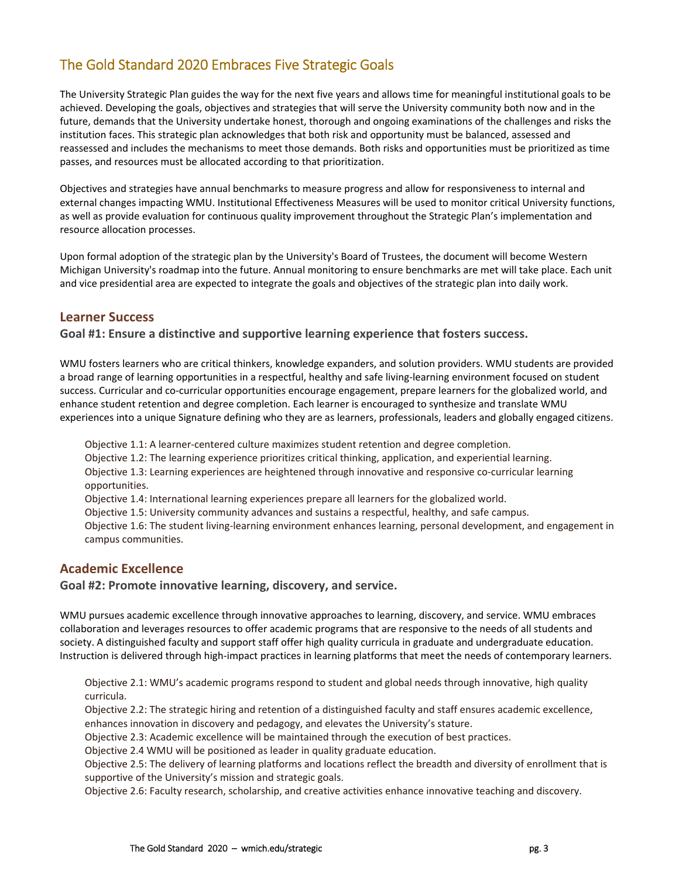# The Gold Standard 2020 Embraces Five Strategic Goals

The University Strategic Plan guides the way for the next five years and allows time for meaningful institutional goals to be achieved. Developing the goals, objectives and strategies that will serve the University community both now and in the future, demands that the University undertake honest, thorough and ongoing examinations of the challenges and risks the institution faces. This strategic plan acknowledges that both risk and opportunity must be balanced, assessed and reassessed and includes the mechanisms to meet those demands. Both risks and opportunities must be prioritized as time passes, and resources must be allocated according to that prioritization.

Objectives and strategies have annual benchmarks to measure progress and allow for responsiveness to internal and external changes impacting WMU. Institutional Effectiveness Measures will be used to monitor critical University functions, as well as provide evaluation for continuous quality improvement throughout the Strategic Plan's implementation and resource allocation processes.

Upon formal adoption of the strategic plan by the University's Board of Trustees, the document will become Western Michigan University's roadmap into the future. Annual monitoring to ensure benchmarks are met will take place. Each unit and vice presidential area are expected to integrate the goals and objectives of the strategic plan into daily work.

## Learner Success

### Goal #1: Ensure a distinctive and supportive learning experience that fosters success.

WMU fosters learners who are critical thinkers, knowledge expanders, and solution providers. WMU students are provided a broad range of learning opportunities in a respectful, healthy and safe living-learning environment focused on student success. Curricular and co-curricular opportunities encourage engagement, prepare learners for the globalized world, and enhance student retention and degree completion. Each learner is encouraged to synthesize and translate WMU experiences into a unique Signature defining who they are as learners, professionals, leaders and globally engaged citizens.

Objective 1.1: A learner-centered culture maximizes student retention and degree completion.
Objective 1.2: The learning experience prioritizes critical thinking, application, and experiential learning.
Objective 1.3: Learning experiences are heightened through innovative and responsive co-curricular learning opportunities.
Objective 1.4: International learning experiences prepare all learners for the globalized world.
Objective 1.5: University community advances and sustains a respectful, healthy, and safe campus.
Objective 1.6: The student living-learning environment enhances learning, personal development, and engagement in campus communities.

## Academic Excellence

### Goal #2: Promote innovative learning, discovery, and service.

WMU pursues academic excellence through innovative approaches to learning, discovery, and service. WMU embraces collaboration and leverages resources to offer academic programs that are responsive to the needs of all students and society. A distinguished faculty and support staff offer high quality curricula in graduate and undergraduate education. Instruction is delivered through high-impact practices in learning platforms that meet the needs of contemporary learners.

Objective 2.1: WMU's academic programs respond to student and global needs through innovative, high quality curricula.
Objective 2.2: The strategic hiring and retention of a distinguished faculty and staff ensures academic excellence, enhances innovation in discovery and pedagogy, and elevates the University's stature.
Objective 2.3: Academic excellence will be maintained through the execution of best practices.
Objective 2.4 WMU will be positioned as leader in quality graduate education.
Objective 2.5: The delivery of learning platforms and locations reflect the breadth and diversity of enrollment that is supportive of the University's mission and strategic goals.
Objective 2.6: Faculty research, scholarship, and creative activities enhance innovative teaching and discovery.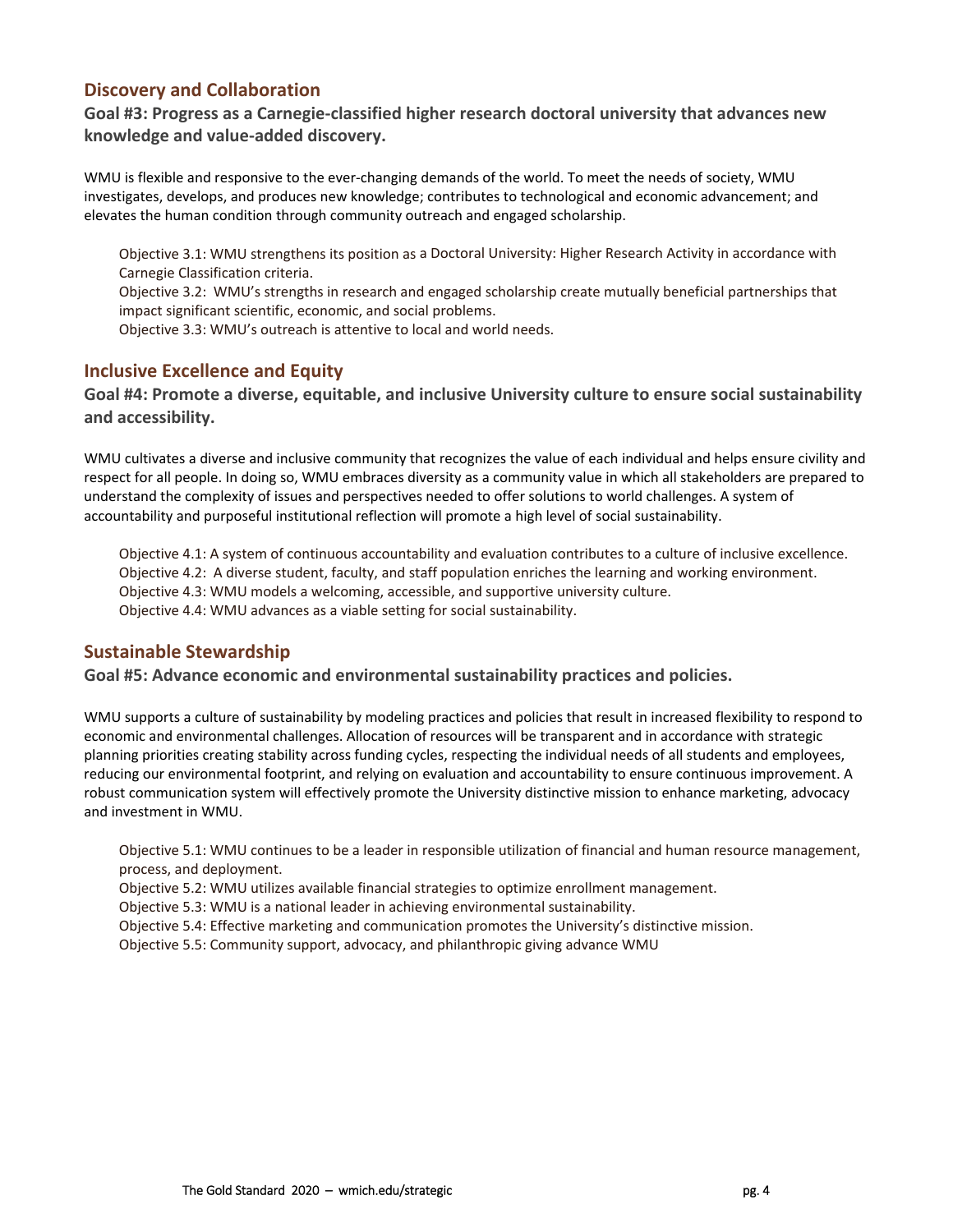## Discovery and Collaboration

### Goal #3: Progress as a Carnegie-classified higher research doctoral university that advances new knowledge and value-added discovery.

WMU is flexible and responsive to the ever-changing demands of the world. To meet the needs of society, WMU investigates, develops, and produces new knowledge; contributes to technological and economic advancement; and elevates the human condition through community outreach and engaged scholarship.

Objective 3.1: WMU strengthens its position as a Doctoral University: Higher Research Activity in accordance with Carnegie Classification criteria.
Objective 3.2: WMU's strengths in research and engaged scholarship create mutually beneficial partnerships that impact significant scientific, economic, and social problems.
Objective 3.3: WMU's outreach is attentive to local and world needs.

## Inclusive Excellence and Equity

### Goal #4: Promote a diverse, equitable, and inclusive University culture to ensure social sustainability and accessibility.

WMU cultivates a diverse and inclusive community that recognizes the value of each individual and helps ensure civility and respect for all people. In doing so, WMU embraces diversity as a community value in which all stakeholders are prepared to understand the complexity of issues and perspectives needed to offer solutions to world challenges. A system of accountability and purposeful institutional reflection will promote a high level of social sustainability.

Objective 4.1: A system of continuous accountability and evaluation contributes to a culture of inclusive excellence.
Objective 4.2: A diverse student, faculty, and staff population enriches the learning and working environment.
Objective 4.3: WMU models a welcoming, accessible, and supportive university culture.
Objective 4.4: WMU advances as a viable setting for social sustainability.

## Sustainable Stewardship

### Goal #5: Advance economic and environmental sustainability practices and policies.

WMU supports a culture of sustainability by modeling practices and policies that result in increased flexibility to respond to economic and environmental challenges. Allocation of resources will be transparent and in accordance with strategic planning priorities creating stability across funding cycles, respecting the individual needs of all students and employees, reducing our environmental footprint, and relying on evaluation and accountability to ensure continuous improvement. A robust communication system will effectively promote the University distinctive mission to enhance marketing, advocacy and investment in WMU.

Objective 5.1: WMU continues to be a leader in responsible utilization of financial and human resource management, process, and deployment.
Objective 5.2: WMU utilizes available financial strategies to optimize enrollment management.
Objective 5.3: WMU is a national leader in achieving environmental sustainability.
Objective 5.4: Effective marketing and communication promotes the University's distinctive mission.
Objective 5.5: Community support, advocacy, and philanthropic giving advance WMU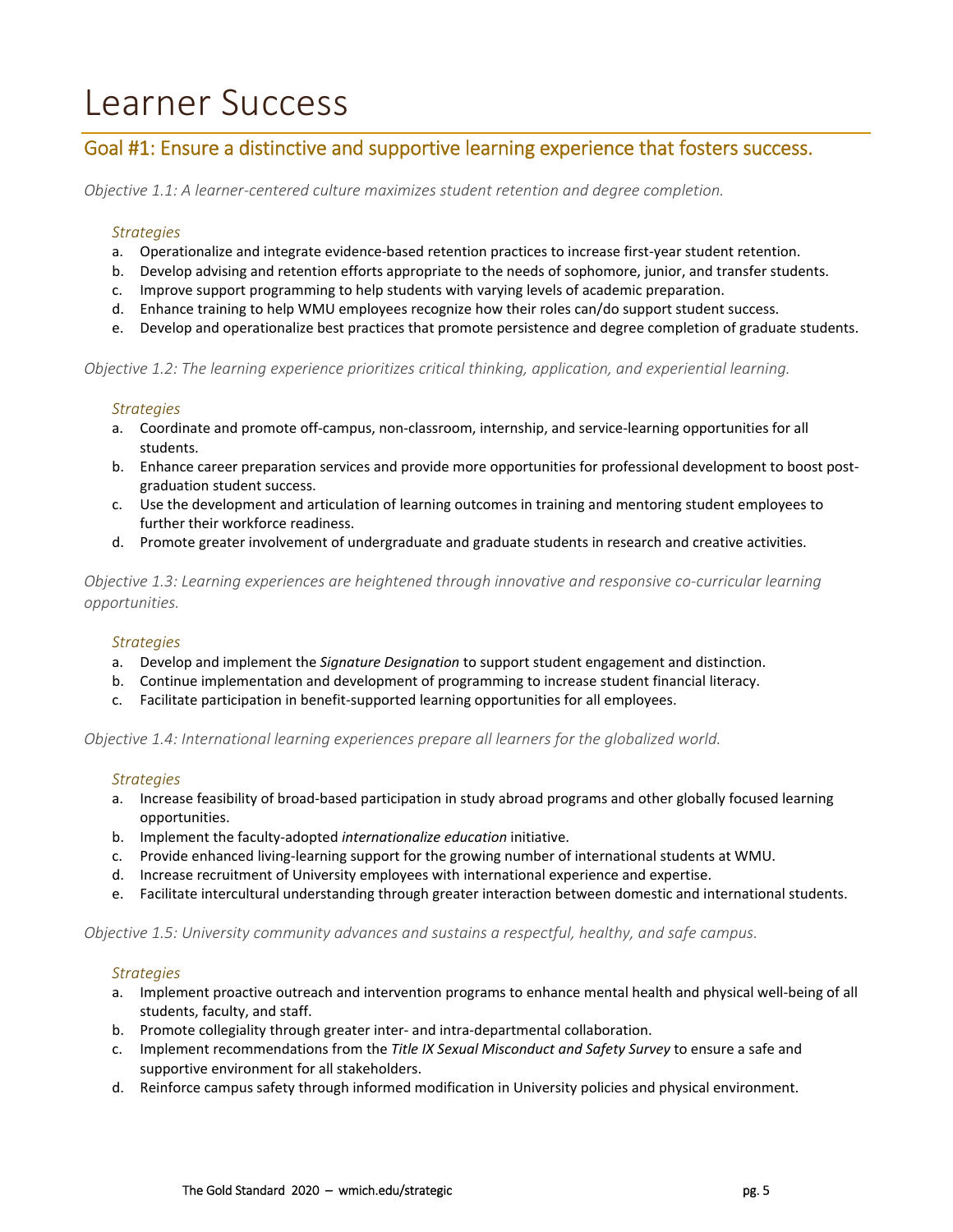# Learner Success

## Goal #1: Ensure a distinctive and supportive learning experience that fosters success.

*Objective 1.1: A learner-centered culture maximizes student retention and degree completion.*

*Strategies*

a. Operationalize and integrate evidence-based retention practices to increase first-year student retention.
b. Develop advising and retention efforts appropriate to the needs of sophomore, junior, and transfer students.
c. Improve support programming to help students with varying levels of academic preparation.
d. Enhance training to help WMU employees recognize how their roles can/do support student success.
e. Develop and operationalize best practices that promote persistence and degree completion of graduate students.

*Objective 1.2: The learning experience prioritizes critical thinking, application, and experiential learning.*

*Strategies*

a. Coordinate and promote off-campus, non-classroom, internship, and service-learning opportunities for all students.
b. Enhance career preparation services and provide more opportunities for professional development to boost post-graduation student success.
c. Use the development and articulation of learning outcomes in training and mentoring student employees to further their workforce readiness.
d. Promote greater involvement of undergraduate and graduate students in research and creative activities.

*Objective 1.3: Learning experiences are heightened through innovative and responsive co-curricular learning opportunities.*

*Strategies*

a. Develop and implement the *Signature Designation* to support student engagement and distinction.
b. Continue implementation and development of programming to increase student financial literacy.
c. Facilitate participation in benefit-supported learning opportunities for all employees.

*Objective 1.4: International learning experiences prepare all learners for the globalized world.*

*Strategies*

a. Increase feasibility of broad-based participation in study abroad programs and other globally focused learning opportunities.
b. Implement the faculty-adopted *internationalize education* initiative.
c. Provide enhanced living-learning support for the growing number of international students at WMU.
d. Increase recruitment of University employees with international experience and expertise.
e. Facilitate intercultural understanding through greater interaction between domestic and international students.

*Objective 1.5: University community advances and sustains a respectful, healthy, and safe campus.*

*Strategies*

a. Implement proactive outreach and intervention programs to enhance mental health and physical well-being of all students, faculty, and staff.
b. Promote collegiality through greater inter- and intra-departmental collaboration.
c. Implement recommendations from the *Title IX Sexual Misconduct and Safety Survey* to ensure a safe and supportive environment for all stakeholders.
d. Reinforce campus safety through informed modification in University policies and physical environment.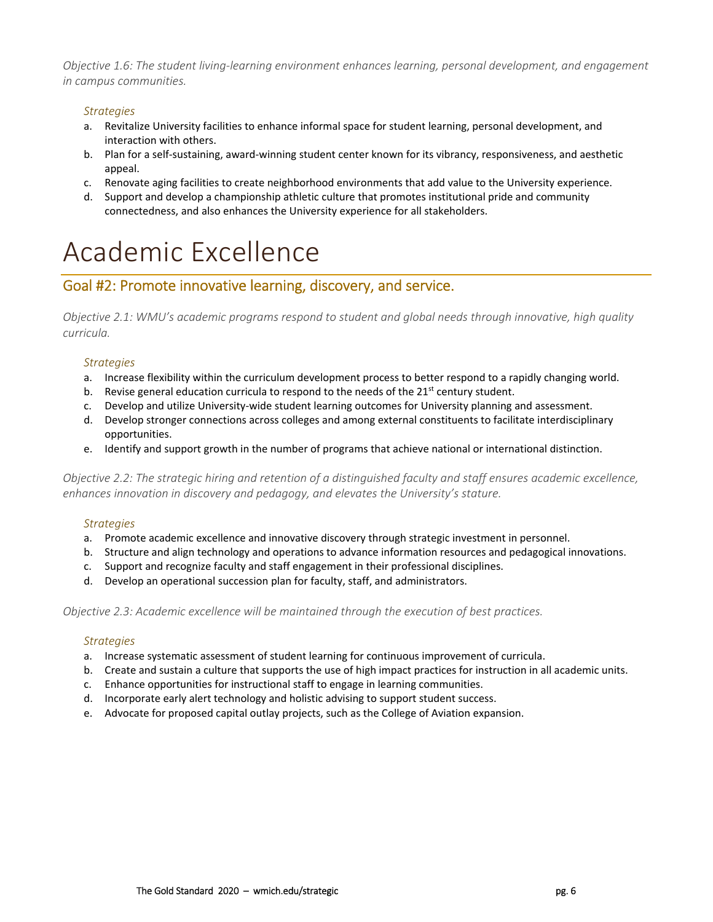*Objective 1.6: The student living-learning environment enhances learning, personal development, and engagement in campus communities.*

*Strategies*

a. Revitalize University facilities to enhance informal space for student learning, personal development, and interaction with others.
b. Plan for a self-sustaining, award-winning student center known for its vibrancy, responsiveness, and aesthetic appeal.
c. Renovate aging facilities to create neighborhood environments that add value to the University experience.
d. Support and develop a championship athletic culture that promotes institutional pride and community connectedness, and also enhances the University experience for all stakeholders.

# Academic Excellence

## Goal #2: Promote innovative learning, discovery, and service.

*Objective 2.1: WMU's academic programs respond to student and global needs through innovative, high quality curricula.*

*Strategies*

a. Increase flexibility within the curriculum development process to better respond to a rapidly changing world.
b. Revise general education curricula to respond to the needs of the 21st century student.
c. Develop and utilize University-wide student learning outcomes for University planning and assessment.
d. Develop stronger connections across colleges and among external constituents to facilitate interdisciplinary opportunities.
e. Identify and support growth in the number of programs that achieve national or international distinction.

*Objective 2.2: The strategic hiring and retention of a distinguished faculty and staff ensures academic excellence, enhances innovation in discovery and pedagogy, and elevates the University's stature.*

*Strategies*

a. Promote academic excellence and innovative discovery through strategic investment in personnel.
b. Structure and align technology and operations to advance information resources and pedagogical innovations.
c. Support and recognize faculty and staff engagement in their professional disciplines.
d. Develop an operational succession plan for faculty, staff, and administrators.

*Objective 2.3: Academic excellence will be maintained through the execution of best practices.*

*Strategies*

a. Increase systematic assessment of student learning for continuous improvement of curricula.
b. Create and sustain a culture that supports the use of high impact practices for instruction in all academic units.
c. Enhance opportunities for instructional staff to engage in learning communities.
d. Incorporate early alert technology and holistic advising to support student success.
e. Advocate for proposed capital outlay projects, such as the College of Aviation expansion.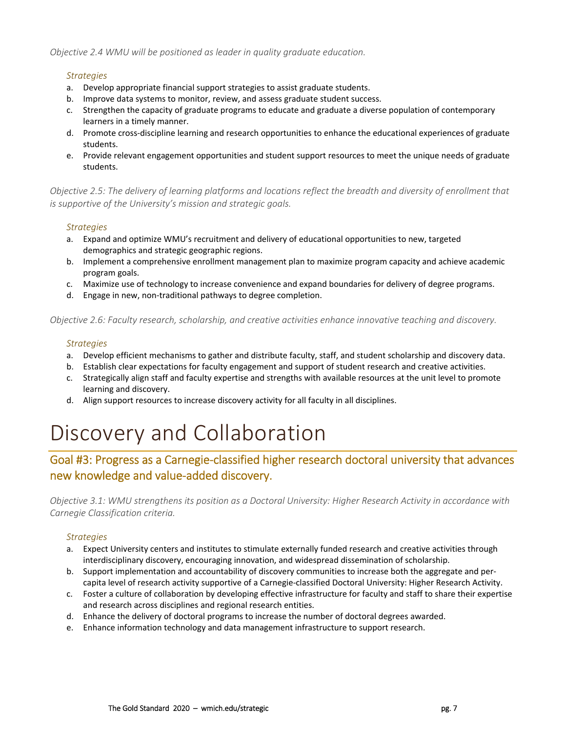*Objective 2.4 WMU will be positioned as leader in quality graduate education.*

*Strategies*

a. Develop appropriate financial support strategies to assist graduate students.
b. Improve data systems to monitor, review, and assess graduate student success.
c. Strengthen the capacity of graduate programs to educate and graduate a diverse population of contemporary learners in a timely manner.
d. Promote cross-discipline learning and research opportunities to enhance the educational experiences of graduate students.
e. Provide relevant engagement opportunities and student support resources to meet the unique needs of graduate students.

*Objective 2.5: The delivery of learning platforms and locations reflect the breadth and diversity of enrollment that is supportive of the University's mission and strategic goals.*

*Strategies*

a. Expand and optimize WMU's recruitment and delivery of educational opportunities to new, targeted demographics and strategic geographic regions.
b. Implement a comprehensive enrollment management plan to maximize program capacity and achieve academic program goals.
c. Maximize use of technology to increase convenience and expand boundaries for delivery of degree programs.
d. Engage in new, non-traditional pathways to degree completion.

*Objective 2.6: Faculty research, scholarship, and creative activities enhance innovative teaching and discovery.*

*Strategies*

a. Develop efficient mechanisms to gather and distribute faculty, staff, and student scholarship and discovery data.
b. Establish clear expectations for faculty engagement and support of student research and creative activities.
c. Strategically align staff and faculty expertise and strengths with available resources at the unit level to promote learning and discovery.
d. Align support resources to increase discovery activity for all faculty in all disciplines.

# Discovery and Collaboration

## Goal #3: Progress as a Carnegie-classified higher research doctoral university that advances new knowledge and value-added discovery.

*Objective 3.1: WMU strengthens its position as a Doctoral University: Higher Research Activity in accordance with Carnegie Classification criteria.*

*Strategies*

a. Expect University centers and institutes to stimulate externally funded research and creative activities through interdisciplinary discovery, encouraging innovation, and widespread dissemination of scholarship.
b. Support implementation and accountability of discovery communities to increase both the aggregate and per-capita level of research activity supportive of a Carnegie-classified Doctoral University: Higher Research Activity.
c. Foster a culture of collaboration by developing effective infrastructure for faculty and staff to share their expertise and research across disciplines and regional research entities.
d. Enhance the delivery of doctoral programs to increase the number of doctoral degrees awarded.
e. Enhance information technology and data management infrastructure to support research.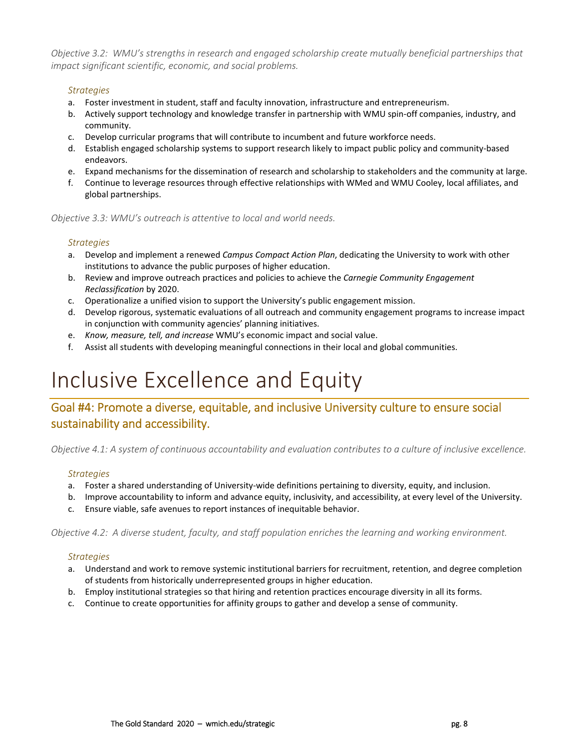*Objective 3.2: WMU's strengths in research and engaged scholarship create mutually beneficial partnerships that impact significant scientific, economic, and social problems.*

*Strategies*

a. Foster investment in student, staff and faculty innovation, infrastructure and entrepreneurism.
b. Actively support technology and knowledge transfer in partnership with WMU spin-off companies, industry, and community.
c. Develop curricular programs that will contribute to incumbent and future workforce needs.
d. Establish engaged scholarship systems to support research likely to impact public policy and community-based endeavors.
e. Expand mechanisms for the dissemination of research and scholarship to stakeholders and the community at large.
f. Continue to leverage resources through effective relationships with WMed and WMU Cooley, local affiliates, and global partnerships.

*Objective 3.3: WMU's outreach is attentive to local and world needs.*

*Strategies*

a. Develop and implement a renewed *Campus Compact Action Plan*, dedicating the University to work with other institutions to advance the public purposes of higher education.
b. Review and improve outreach practices and policies to achieve the *Carnegie Community Engagement Reclassification* by 2020.
c. Operationalize a unified vision to support the University's public engagement mission.
d. Develop rigorous, systematic evaluations of all outreach and community engagement programs to increase impact in conjunction with community agencies' planning initiatives.
e. *Know, measure, tell, and increase* WMU's economic impact and social value.
f. Assist all students with developing meaningful connections in their local and global communities.

# Inclusive Excellence and Equity

## Goal #4: Promote a diverse, equitable, and inclusive University culture to ensure social sustainability and accessibility.

*Objective 4.1: A system of continuous accountability and evaluation contributes to a culture of inclusive excellence.*

*Strategies*

a. Foster a shared understanding of University-wide definitions pertaining to diversity, equity, and inclusion.
b. Improve accountability to inform and advance equity, inclusivity, and accessibility, at every level of the University.
c. Ensure viable, safe avenues to report instances of inequitable behavior.

*Objective 4.2: A diverse student, faculty, and staff population enriches the learning and working environment.*

*Strategies*

a. Understand and work to remove systemic institutional barriers for recruitment, retention, and degree completion of students from historically underrepresented groups in higher education.
b. Employ institutional strategies so that hiring and retention practices encourage diversity in all its forms.
c. Continue to create opportunities for affinity groups to gather and develop a sense of community.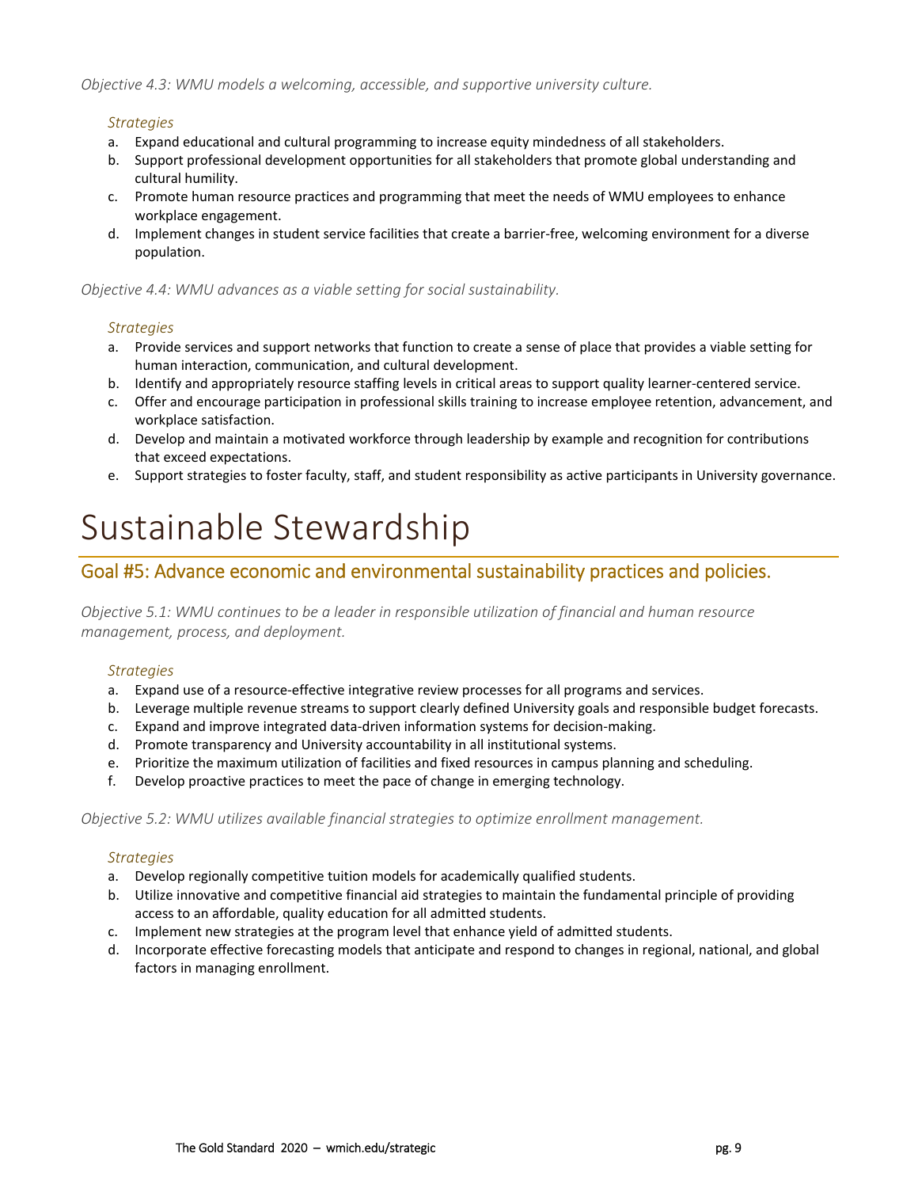*Objective 4.3: WMU models a welcoming, accessible, and supportive university culture.*

*Strategies*

a. Expand educational and cultural programming to increase equity mindedness of all stakeholders.
b. Support professional development opportunities for all stakeholders that promote global understanding and cultural humility.
c. Promote human resource practices and programming that meet the needs of WMU employees to enhance workplace engagement.
d. Implement changes in student service facilities that create a barrier-free, welcoming environment for a diverse population.

*Objective 4.4: WMU advances as a viable setting for social sustainability.*

*Strategies*

a. Provide services and support networks that function to create a sense of place that provides a viable setting for human interaction, communication, and cultural development.
b. Identify and appropriately resource staffing levels in critical areas to support quality learner-centered service.
c. Offer and encourage participation in professional skills training to increase employee retention, advancement, and workplace satisfaction.
d. Develop and maintain a motivated workforce through leadership by example and recognition for contributions that exceed expectations.
e. Support strategies to foster faculty, staff, and student responsibility as active participants in University governance.

# Sustainable Stewardship

## Goal #5: Advance economic and environmental sustainability practices and policies.

*Objective 5.1: WMU continues to be a leader in responsible utilization of financial and human resource management, process, and deployment.*

*Strategies*

a. Expand use of a resource-effective integrative review processes for all programs and services.
b. Leverage multiple revenue streams to support clearly defined University goals and responsible budget forecasts.
c. Expand and improve integrated data-driven information systems for decision-making.
d. Promote transparency and University accountability in all institutional systems.
e. Prioritize the maximum utilization of facilities and fixed resources in campus planning and scheduling.
f. Develop proactive practices to meet the pace of change in emerging technology.

*Objective 5.2: WMU utilizes available financial strategies to optimize enrollment management.*

*Strategies*

a. Develop regionally competitive tuition models for academically qualified students.
b. Utilize innovative and competitive financial aid strategies to maintain the fundamental principle of providing access to an affordable, quality education for all admitted students.
c. Implement new strategies at the program level that enhance yield of admitted students.
d. Incorporate effective forecasting models that anticipate and respond to changes in regional, national, and global factors in managing enrollment.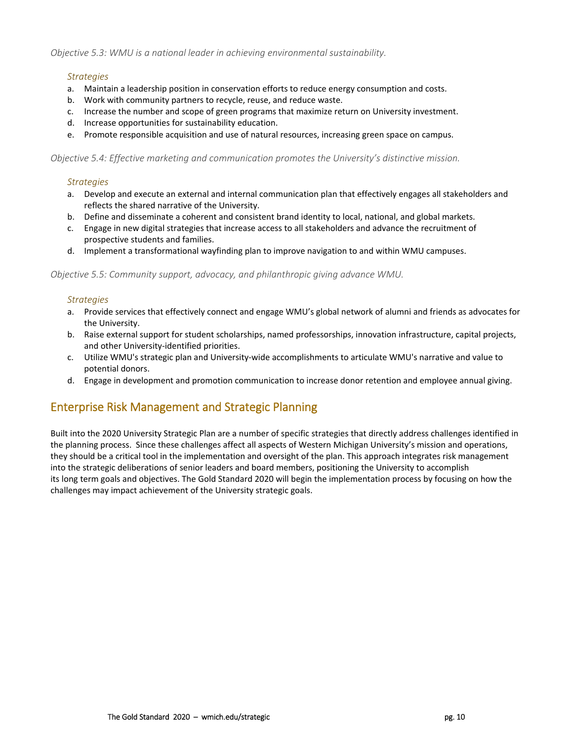*Objective 5.3: WMU is a national leader in achieving environmental sustainability.*

*Strategies*

a. Maintain a leadership position in conservation efforts to reduce energy consumption and costs.
b. Work with community partners to recycle, reuse, and reduce waste.
c. Increase the number and scope of green programs that maximize return on University investment.
d. Increase opportunities for sustainability education.
e. Promote responsible acquisition and use of natural resources, increasing green space on campus.

*Objective 5.4: Effective marketing and communication promotes the University's distinctive mission.*

*Strategies*

a. Develop and execute an external and internal communication plan that effectively engages all stakeholders and reflects the shared narrative of the University.
b. Define and disseminate a coherent and consistent brand identity to local, national, and global markets.
c. Engage in new digital strategies that increase access to all stakeholders and advance the recruitment of prospective students and families.
d. Implement a transformational wayfinding plan to improve navigation to and within WMU campuses.

*Objective 5.5: Community support, advocacy, and philanthropic giving advance WMU.*

*Strategies*

a. Provide services that effectively connect and engage WMU's global network of alumni and friends as advocates for the University.
b. Raise external support for student scholarships, named professorships, innovation infrastructure, capital projects, and other University-identified priorities.
c. Utilize WMU's strategic plan and University-wide accomplishments to articulate WMU's narrative and value to potential donors.
d. Engage in development and promotion communication to increase donor retention and employee annual giving.

## Enterprise Risk Management and Strategic Planning

Built into the 2020 University Strategic Plan are a number of specific strategies that directly address challenges identified in the planning process. Since these challenges affect all aspects of Western Michigan University's mission and operations, they should be a critical tool in the implementation and oversight of the plan. This approach integrates risk management into the strategic deliberations of senior leaders and board members, positioning the University to accomplish its long term goals and objectives. The Gold Standard 2020 will begin the implementation process by focusing on how the challenges may impact achievement of the University strategic goals.